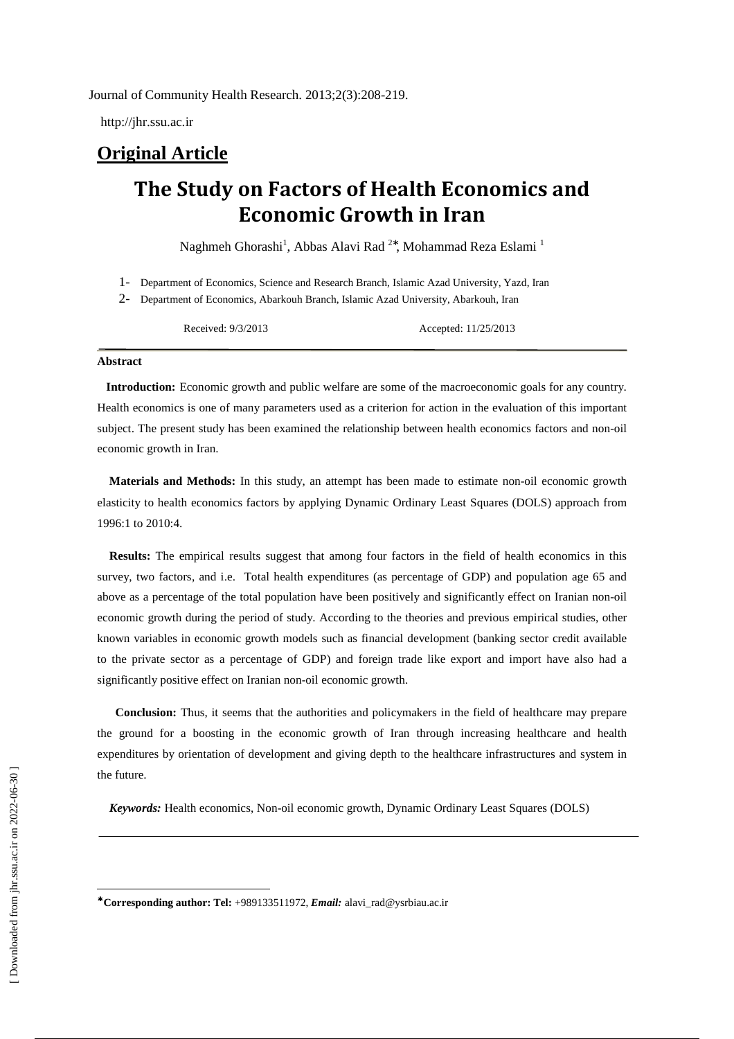Journal of Community Health Research. 2013;2(3):208-219.

http://jhr.ssu.ac.ir

## Original Article

# The Study on Factors of Health Economics and Economic Growth in Iran

Naghmeh Ghorashi[1], Abbas Alavi Rad [2]*, Mohammad Reza Eslami [1]

1- Department of Economics, Science and Research Branch, Islamic Azad University, Yazd, Iran

2- Department of Economics, Abarkouh Branch, Islamic Azad University, Abarkouh, Iran

Received: 9/3/2013 Accepted: 11/25/2013

### Abstract

**Introduction:** Economic growth and public welfare are some of the macroeconomic goals for any country. Health economics is one of many parameters used as a criterion for action in the evaluation of this important subject. The present study has been examined the relationship between health economics factors and non-oil economic growth in Iran.

**Materials and Methods:** In this study, an attempt has been made to estimate non-oil economic growth elasticity to health economics factors by applying Dynamic Ordinary Least Squares (DOLS) approach from 1996:1 to 2010:4.

**Results:** The empirical results suggest that among four factors in the field of health economics in this survey, two factors, and i.e. Total health expenditures (as percentage of GDP) and population age 65 and above as a percentage of the total population have been positively and significantly effect on Iranian non-oil economic growth during the period of study. According to the theories and previous empirical studies, other known variables in economic growth models such as financial development (banking sector credit available to the private sector as a percentage of GDP) and foreign trade like export and import have also had a significantly positive effect on Iranian non-oil economic growth.

**Conclusion:** Thus, it seems that the authorities and policymakers in the field of healthcare may prepare the ground for a boosting in the economic growth of Iran through increasing healthcare and health expenditures by orientation of development and giving depth to the healthcare infrastructures and system in the future.

***Keywords:*** Health economics, Non-oil economic growth, Dynamic Ordinary Least Squares (DOLS)

---

***Corresponding author: Tel:** +989133511972, ***Email:*** alavi_rad@ysrbiau.ac.ir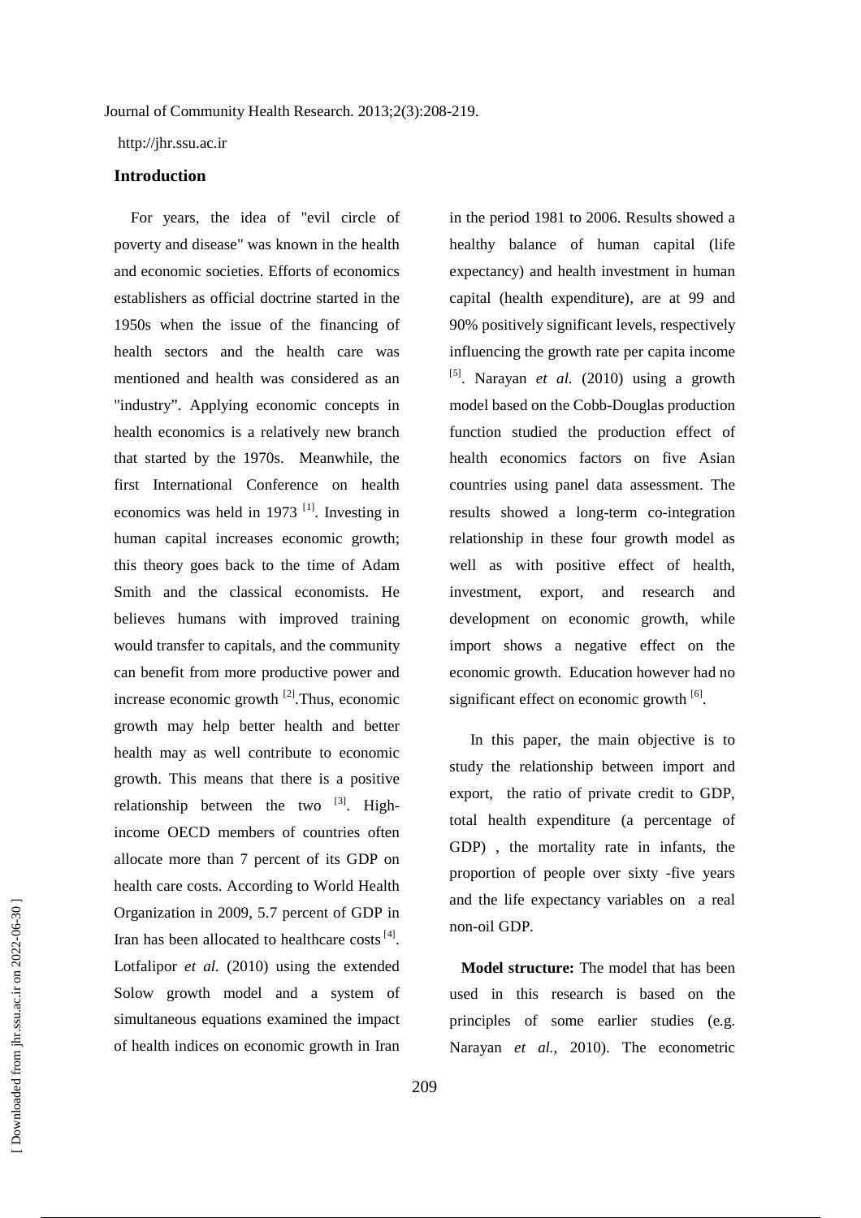## Introduction

For years, the idea of "evil circle of poverty and disease" was known in the health and economic societies. Efforts of economics establishers as official doctrine started in the 1950s when the issue of the financing of health sectors and the health care was mentioned and health was considered as an "industry". Applying economic concepts in health economics is a relatively new branch that started by the 1970s. Meanwhile, the first International Conference on health economics was held in 1973 [1]. Investing in human capital increases economic growth; this theory goes back to the time of Adam Smith and the classical economists. He believes humans with improved training would transfer to capitals, and the community can benefit from more productive power and increase economic growth [2].Thus, economic growth may help better health and better health may as well contribute to economic growth. This means that there is a positive relationship between the two [3]. High-income OECD members of countries often allocate more than 7 percent of its GDP on health care costs. According to World Health Organization in 2009, 5.7 percent of GDP in Iran has been allocated to healthcare costs [4]. Lotfalipor *et al.* (2010) using the extended Solow growth model and a system of simultaneous equations examined the impact of health indices on economic growth in Iran in the period 1981 to 2006. Results showed a healthy balance of human capital (life expectancy) and health investment in human capital (health expenditure), are at 99 and 90% positively significant levels, respectively influencing the growth rate per capita income [5]. Narayan *et al.* (2010) using a growth model based on the Cobb-Douglas production function studied the production effect of health economics factors on five Asian countries using panel data assessment. The results showed a long-term co-integration relationship in these four growth model as well as with positive effect of health, investment, export, and research and development on economic growth, while import shows a negative effect on the economic growth. Education however had no significant effect on economic growth [6].

In this paper, the main objective is to study the relationship between import and export, the ratio of private credit to GDP, total health expenditure (a percentage of GDP) , the mortality rate in infants, the proportion of people over sixty -five years and the life expectancy variables on a real non-oil GDP.

**Model structure:** The model that has been used in this research is based on the principles of some earlier studies (e.g. Narayan *et al.,* 2010). The econometric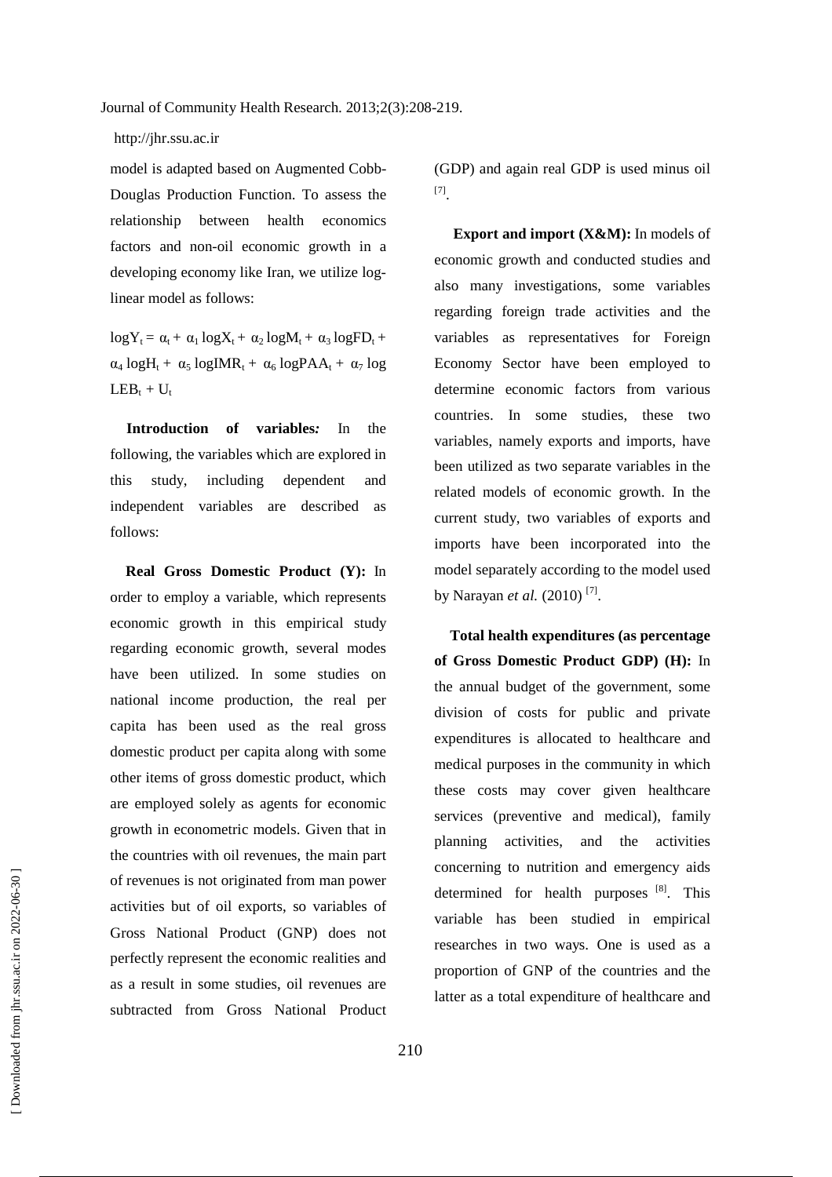model is adapted based on Augmented Cobb-Douglas Production Function. To assess the relationship between health economics factors and non-oil economic growth in a developing economy like Iran, we utilize log-linear model as follows:

$$\log Y_t = \alpha_t + \alpha_1 \log X_t + \alpha_2 \log M_t + \alpha_3 \log FD_t + \alpha_4 \log H_t + \alpha_5 \log IMR_t + \alpha_6 \log PAA_t + \alpha_7 \log LEB_t + U_t$$

**Introduction of variables:** In the following, the variables which are explored in this study, including dependent and independent variables are described as follows:

**Real Gross Domestic Product (Y):** In order to employ a variable, which represents economic growth in this empirical study regarding economic growth, several modes have been utilized. In some studies on national income production, the real per capita has been used as the real gross domestic product per capita along with some other items of gross domestic product, which are employed solely as agents for economic growth in econometric models. Given that in the countries with oil revenues, the main part of revenues is not originated from man power activities but of oil exports, so variables of Gross National Product (GNP) does not perfectly represent the economic realities and as a result in some studies, oil revenues are subtracted from Gross National Product (GDP) and again real GDP is used minus oil [7].

**Export and import (X&M):** In models of economic growth and conducted studies and also many investigations, some variables regarding foreign trade activities and the variables as representatives for Foreign Economy Sector have been employed to determine economic factors from various countries. In some studies, these two variables, namely exports and imports, have been utilized as two separate variables in the related models of economic growth. In the current study, two variables of exports and imports have been incorporated into the model separately according to the model used by Narayan *et al.* (2010) [7].

**Total health expenditures (as percentage of Gross Domestic Product GDP) (H):** In the annual budget of the government, some division of costs for public and private expenditures is allocated to healthcare and medical purposes in the community in which these costs may cover given healthcare services (preventive and medical), family planning activities, and the activities concerning to nutrition and emergency aids determined for health purposes [8]. This variable has been studied in empirical researches in two ways. One is used as a proportion of GNP of the countries and the latter as a total expenditure of healthcare and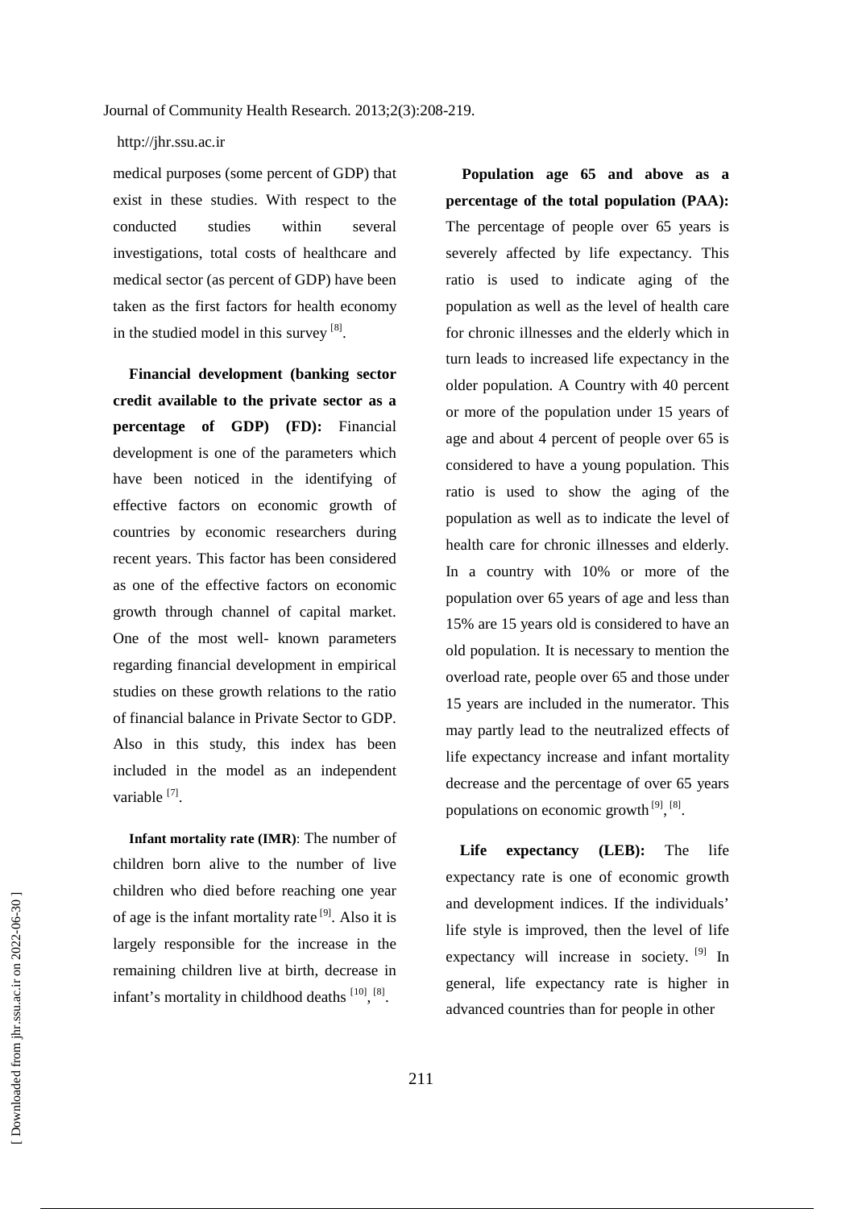medical purposes (some percent of GDP) that exist in these studies. With respect to the conducted studies within several investigations, total costs of healthcare and medical sector (as percent of GDP) have been taken as the first factors for health economy in the studied model in this survey [8].

**Financial development (banking sector credit available to the private sector as a percentage of GDP) (FD):** Financial development is one of the parameters which have been noticed in the identifying of effective factors on economic growth of countries by economic researchers during recent years. This factor has been considered as one of the effective factors on economic growth through channel of capital market. One of the most well- known parameters regarding financial development in empirical studies on these growth relations to the ratio of financial balance in Private Sector to GDP. Also in this study, this index has been included in the model as an independent variable [7].

**Infant mortality rate (IMR)**: The number of children born alive to the number of live children who died before reaching one year of age is the infant mortality rate [9]. Also it is largely responsible for the increase in the remaining children live at birth, decrease in infant's mortality in childhood deaths [10], [8].

**Population age 65 and above as a percentage of the total population (PAA):** The percentage of people over 65 years is severely affected by life expectancy. This ratio is used to indicate aging of the population as well as the level of health care for chronic illnesses and the elderly which in turn leads to increased life expectancy in the older population. A Country with 40 percent or more of the population under 15 years of age and about 4 percent of people over 65 is considered to have a young population. This ratio is used to show the aging of the population as well as to indicate the level of health care for chronic illnesses and elderly. In a country with 10% or more of the population over 65 years of age and less than 15% are 15 years old is considered to have an old population. It is necessary to mention the overload rate, people over 65 and those under 15 years are included in the numerator. This may partly lead to the neutralized effects of life expectancy increase and infant mortality decrease and the percentage of over 65 years populations on economic growth [9], [8].

**Life expectancy (LEB):** The life expectancy rate is one of economic growth and development indices. If the individuals' life style is improved, then the level of life expectancy will increase in society. [9] In general, life expectancy rate is higher in advanced countries than for people in other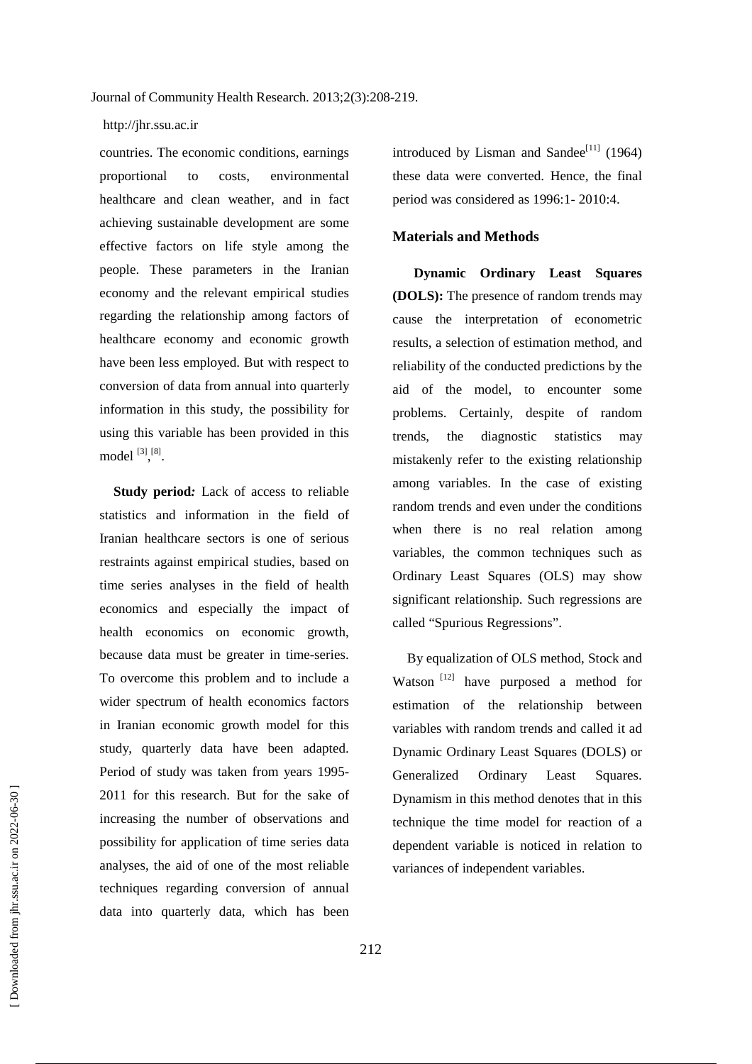countries. The economic conditions, earnings proportional to costs, environmental healthcare and clean weather, and in fact achieving sustainable development are some effective factors on life style among the people. These parameters in the Iranian economy and the relevant empirical studies regarding the relationship among factors of healthcare economy and economic growth have been less employed. But with respect to conversion of data from annual into quarterly information in this study, the possibility for using this variable has been provided in this model [3], [8].

**Study period:** Lack of access to reliable statistics and information in the field of Iranian healthcare sectors is one of serious restraints against empirical studies, based on time series analyses in the field of health economics and especially the impact of health economics on economic growth, because data must be greater in time-series. To overcome this problem and to include a wider spectrum of health economics factors in Iranian economic growth model for this study, quarterly data have been adapted. Period of study was taken from years 1995-2011 for this research. But for the sake of increasing the number of observations and possibility for application of time series data analyses, the aid of one of the most reliable techniques regarding conversion of annual data into quarterly data, which has been introduced by Lisman and Sandee[11] (1964) these data were converted. Hence, the final period was considered as 1996:1- 2010:4.

## Materials and Methods

**Dynamic Ordinary Least Squares (DOLS):** The presence of random trends may cause the interpretation of econometric results, a selection of estimation method, and reliability of the conducted predictions by the aid of the model, to encounter some problems. Certainly, despite of random trends, the diagnostic statistics may mistakenly refer to the existing relationship among variables. In the case of existing random trends and even under the conditions when there is no real relation among variables, the common techniques such as Ordinary Least Squares (OLS) may show significant relationship. Such regressions are called "Spurious Regressions".

By equalization of OLS method, Stock and Watson [12] have purposed a method for estimation of the relationship between variables with random trends and called it ad Dynamic Ordinary Least Squares (DOLS) or Generalized Ordinary Least Squares. Dynamism in this method denotes that in this technique the time model for reaction of a dependent variable is noticed in relation to variances of independent variables.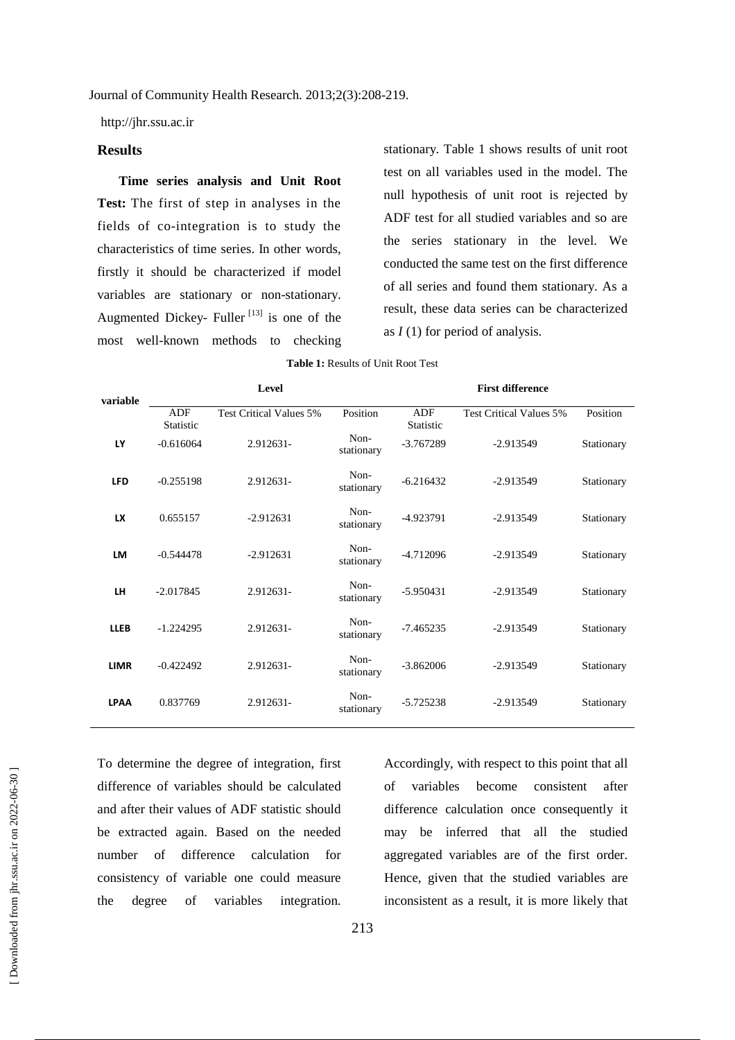## Results

**Time series analysis and Unit Root Test:** The first of step in analyses in the fields of co-integration is to study the characteristics of time series. In other words, firstly it should be characterized if model variables are stationary or non-stationary. Augmented Dickey- Fuller [13] is one of the most well-known methods to checking stationary. Table 1 shows results of unit root test on all variables used in the model. The null hypothesis of unit root is rejected by ADF test for all studied variables and so are the series stationary in the level. We conducted the same test on the first difference of all series and found them stationary. As a result, these data series can be characterized as *I* (1) for period of analysis.

**Table 1:** Results of Unit Root Test

| variable | Level | | | First difference | | |
|---|---|---|---|---|---|---|
| | ADF Statistic | Test Critical Values 5% | Position | ADF Statistic | Test Critical Values 5% | Position |
| **LY** | -0.616064 | 2.912631- | Non-stationary | -3.767289 | -2.913549 | Stationary |
| **LFD** | -0.255198 | 2.912631- | Non-stationary | -6.216432 | -2.913549 | Stationary |
| **LX** | 0.655157 | -2.912631 | Non-stationary | -4.923791 | -2.913549 | Stationary |
| **LM** | -0.544478 | -2.912631 | Non-stationary | -4.712096 | -2.913549 | Stationary |
| **LH** | -2.017845 | 2.912631- | Non-stationary | -5.950431 | -2.913549 | Stationary |
| **LLEB** | -1.224295 | 2.912631- | Non-stationary | -7.465235 | -2.913549 | Stationary |
| **LIMR** | -0.422492 | 2.912631- | Non-stationary | -3.862006 | -2.913549 | Stationary |
| **LPAA** | 0.837769 | 2.912631- | Non-stationary | -5.725238 | -2.913549 | Stationary |

To determine the degree of integration, first difference of variables should be calculated and after their values of ADF statistic should be extracted again. Based on the needed number of difference calculation for consistency of variable one could measure the degree of variables integration. Accordingly, with respect to this point that all of variables become consistent after difference calculation once consequently it may be inferred that all the studied aggregated variables are of the first order. Hence, given that the studied variables are inconsistent as a result, it is more likely that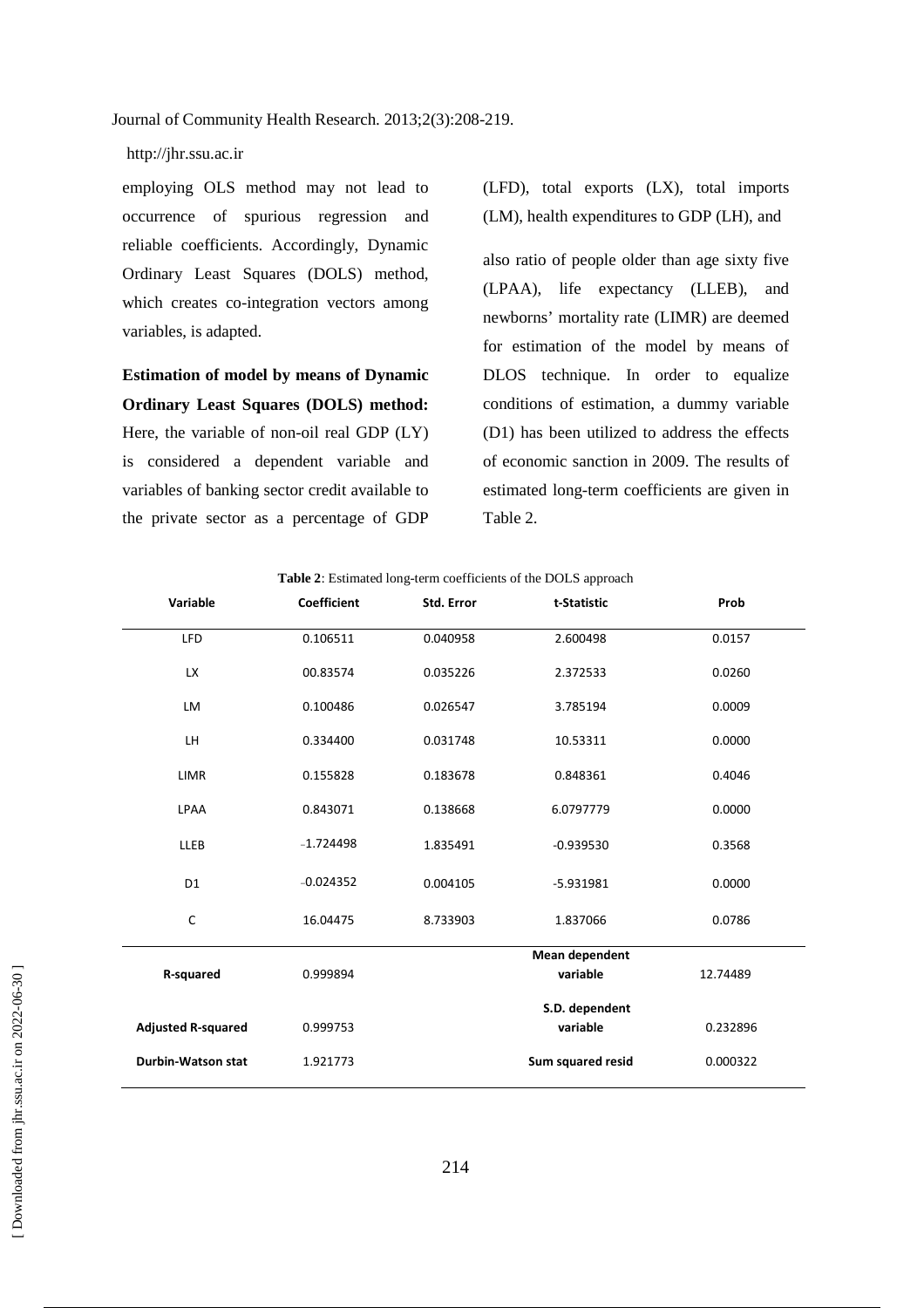employing OLS method may not lead to occurrence of spurious regression and reliable coefficients. Accordingly, Dynamic Ordinary Least Squares (DOLS) method, which creates co-integration vectors among variables, is adapted.

**Estimation of model by means of Dynamic Ordinary Least Squares (DOLS) method:** Here, the variable of non-oil real GDP (LY) is considered a dependent variable and variables of banking sector credit available to the private sector as a percentage of GDP (LFD), total exports (LX), total imports (LM), health expenditures to GDP (LH), and also ratio of people older than age sixty five (LPAA), life expectancy (LLEB), and newborns' mortality rate (LIMR) are deemed for estimation of the model by means of DLOS technique. In order to equalize conditions of estimation, a dummy variable (D1) has been utilized to address the effects of economic sanction in 2009. The results of estimated long-term coefficients are given in Table 2.

**Table 2**: Estimated long-term coefficients of the DOLS approach

| Variable | Coefficient | Std. Error | t-Statistic | Prob |
|---|---|---|---|---|
| LFD | 0.106511 | 0.040958 | 2.600498 | 0.0157 |
| LX | 00.83574 | 0.035226 | 2.372533 | 0.0260 |
| LM | 0.100486 | 0.026547 | 3.785194 | 0.0009 |
| LH | 0.334400 | 0.031748 | 10.53311 | 0.0000 |
| LIMR | 0.155828 | 0.183678 | 0.848361 | 0.4046 |
| LPAA | 0.843071 | 0.138668 | 6.0797779 | 0.0000 |
| LLEB | -1.724498 | 1.835491 | -0.939530 | 0.3568 |
| D1 | -0.024352 | 0.004105 | -5.931981 | 0.0000 |
| C | 16.04475 | 8.733903 | 1.837066 | 0.0786 |
| **R-squared** | 0.999894 | | **Mean dependent variable** | 12.74489 |
| **Adjusted R-squared** | 0.999753 | | **S.D. dependent variable** | 0.232896 |
| **Durbin-Watson stat** | 1.921773 | | **Sum squared resid** | 0.000322 |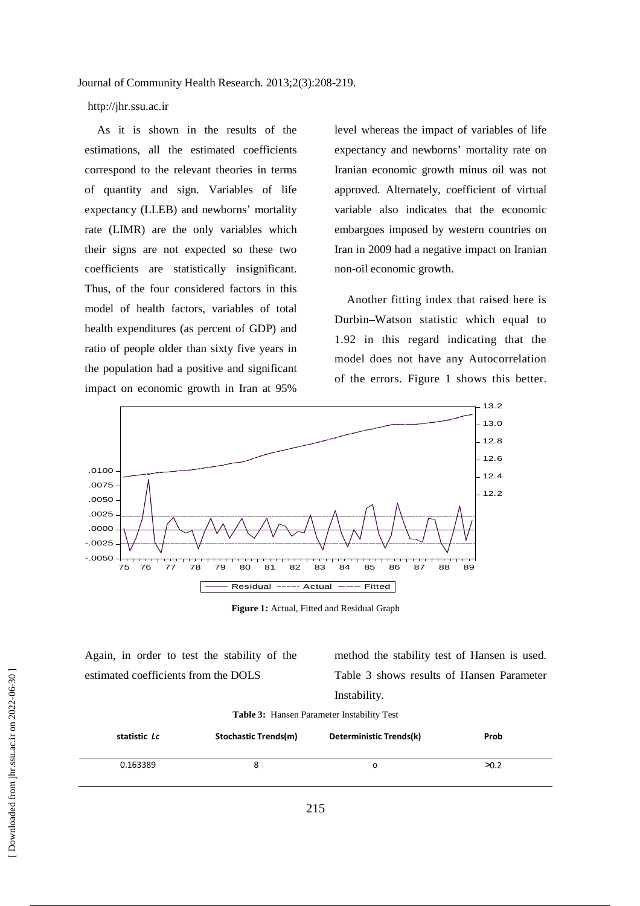As it is shown in the results of the estimations, all the estimated coefficients correspond to the relevant theories in terms of quantity and sign. Variables of life expectancy (LLEB) and newborns' mortality rate (LIMR) are the only variables which their signs are not expected so these two coefficients are statistically insignificant. Thus, of the four considered factors in this model of health factors, variables of total health expenditures (as percent of GDP) and ratio of people older than sixty five years in the population had a positive and significant impact on economic growth in Iran at 95% level whereas the impact of variables of life expectancy and newborns' mortality rate on Iranian economic growth minus oil was not approved. Alternately, coefficient of virtual variable also indicates that the economic embargoes imposed by western countries on Iran in 2009 had a negative impact on Iranian non-oil economic growth.

Another fitting index that raised here is Durbin–Watson statistic which equal to 1.92 in this regard indicating that the model does not have any Autocorrelation of the errors. Figure 1 shows this better.

**Figure 1:** Actual, Fitted and Residual Graph

Again, in order to test the stability of the estimated coefficients from the DOLS method the stability test of Hansen is used. Table 3 shows results of Hansen Parameter Instability.

**Table 3:** Hansen Parameter Instability Test

| statistic *Lc* | Stochastic Trends(m) | Deterministic Trends(k) | Prob |
|---|---|---|---|
| 0.163389 | 8 | o | >0.2 |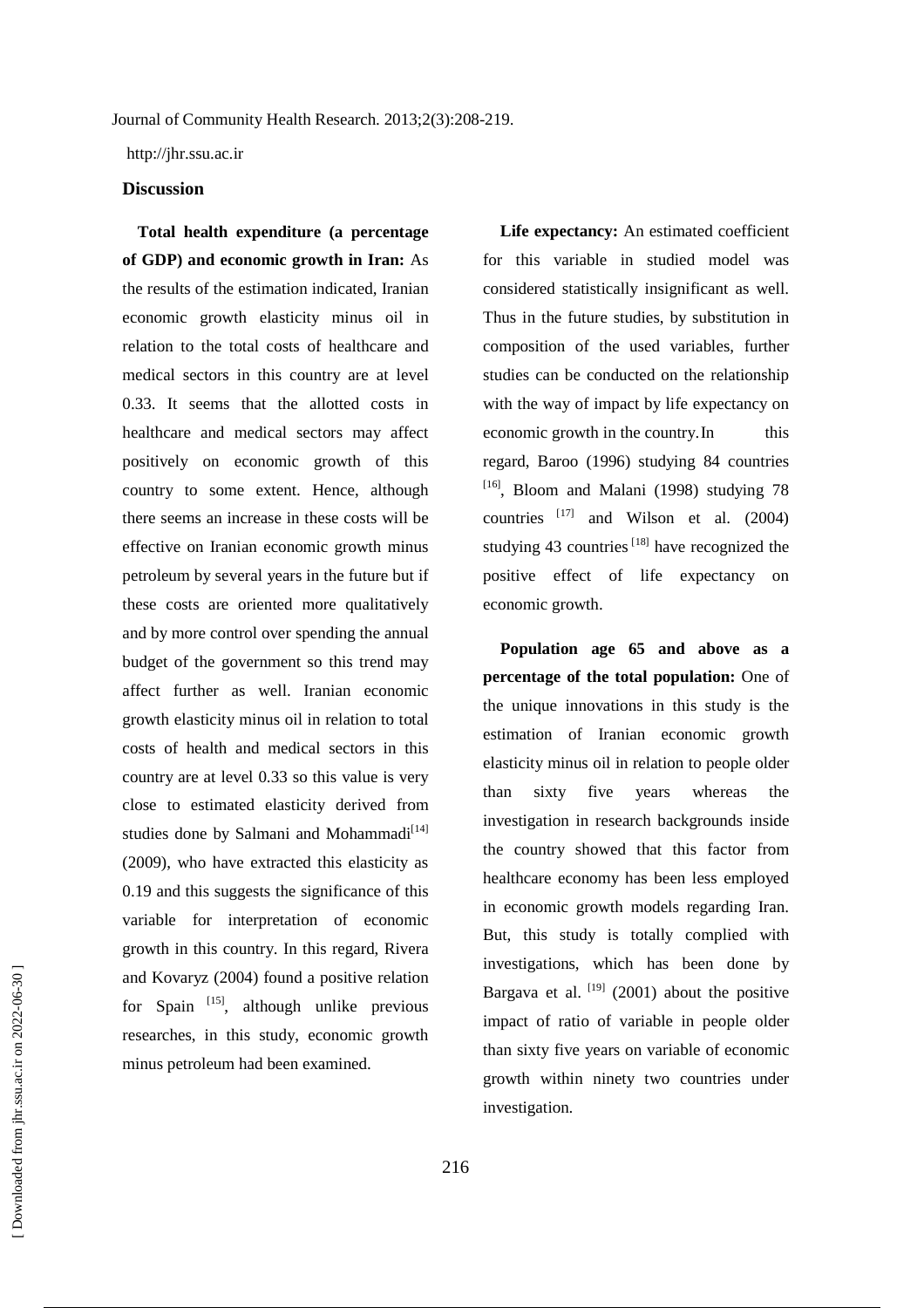## Discussion

**Total health expenditure (a percentage of GDP) and economic growth in Iran:** As the results of the estimation indicated, Iranian economic growth elasticity minus oil in relation to the total costs of healthcare and medical sectors in this country are at level 0.33. It seems that the allotted costs in healthcare and medical sectors may affect positively on economic growth of this country to some extent. Hence, although there seems an increase in these costs will be effective on Iranian economic growth minus petroleum by several years in the future but if these costs are oriented more qualitatively and by more control over spending the annual budget of the government so this trend may affect further as well. Iranian economic growth elasticity minus oil in relation to total costs of health and medical sectors in this country are at level 0.33 so this value is very close to estimated elasticity derived from studies done by Salmani and Mohammadi[14] (2009), who have extracted this elasticity as 0.19 and this suggests the significance of this variable for interpretation of economic growth in this country. In this regard, Rivera and Kovaryz (2004) found a positive relation for Spain [15], although unlike previous researches, in this study, economic growth minus petroleum had been examined.

**Life expectancy:** An estimated coefficient for this variable in studied model was considered statistically insignificant as well. Thus in the future studies, by substitution in composition of the used variables, further studies can be conducted on the relationship with the way of impact by life expectancy on economic growth in the country. In this regard, Baroo (1996) studying 84 countries [16], Bloom and Malani (1998) studying 78 countries [17] and Wilson et al. (2004) studying 43 countries [18] have recognized the positive effect of life expectancy on economic growth.

**Population age 65 and above as a percentage of the total population:** One of the unique innovations in this study is the estimation of Iranian economic growth elasticity minus oil in relation to people older than sixty five years whereas the investigation in research backgrounds inside the country showed that this factor from healthcare economy has been less employed in economic growth models regarding Iran. But, this study is totally complied with investigations, which has been done by Bargava et al. [19] (2001) about the positive impact of ratio of variable in people older than sixty five years on variable of economic growth within ninety two countries under investigation.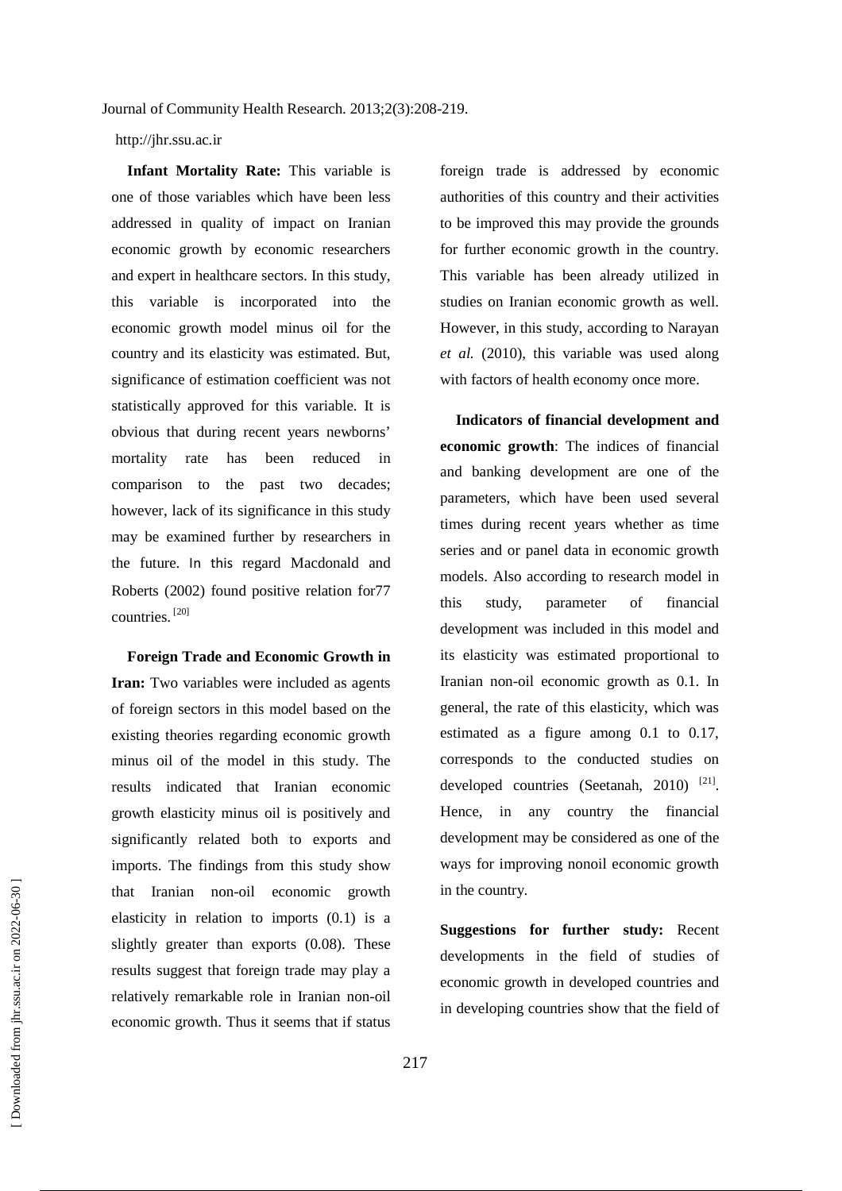**Infant Mortality Rate:** This variable is one of those variables which have been less addressed in quality of impact on Iranian economic growth by economic researchers and expert in healthcare sectors. In this study, this variable is incorporated into the economic growth model minus oil for the country and its elasticity was estimated. But, significance of estimation coefficient was not statistically approved for this variable. It is obvious that during recent years newborns' mortality rate has been reduced in comparison to the past two decades; however, lack of its significance in this study may be examined further by researchers in the future. In this regard Macdonald and Roberts (2002) found positive relation for77 countries. [20]

**Foreign Trade and Economic Growth in Iran:** Two variables were included as agents of foreign sectors in this model based on the existing theories regarding economic growth minus oil of the model in this study. The results indicated that Iranian economic growth elasticity minus oil is positively and significantly related both to exports and imports. The findings from this study show that Iranian non-oil economic growth elasticity in relation to imports (0.1) is a slightly greater than exports (0.08). These results suggest that foreign trade may play a relatively remarkable role in Iranian non-oil economic growth. Thus it seems that if status foreign trade is addressed by economic authorities of this country and their activities to be improved this may provide the grounds for further economic growth in the country. This variable has been already utilized in studies on Iranian economic growth as well. However, in this study, according to Narayan *et al.* (2010), this variable was used along with factors of health economy once more.

**Indicators of financial development and economic growth**: The indices of financial and banking development are one of the parameters, which have been used several times during recent years whether as time series and or panel data in economic growth models. Also according to research model in this study, parameter of financial development was included in this model and its elasticity was estimated proportional to Iranian non-oil economic growth as 0.1. In general, the rate of this elasticity, which was estimated as a figure among 0.1 to 0.17, corresponds to the conducted studies on developed countries (Seetanah, 2010) [21]. Hence, in any country the financial development may be considered as one of the ways for improving nonoil economic growth in the country.

**Suggestions for further study:** Recent developments in the field of studies of economic growth in developed countries and in developing countries show that the field of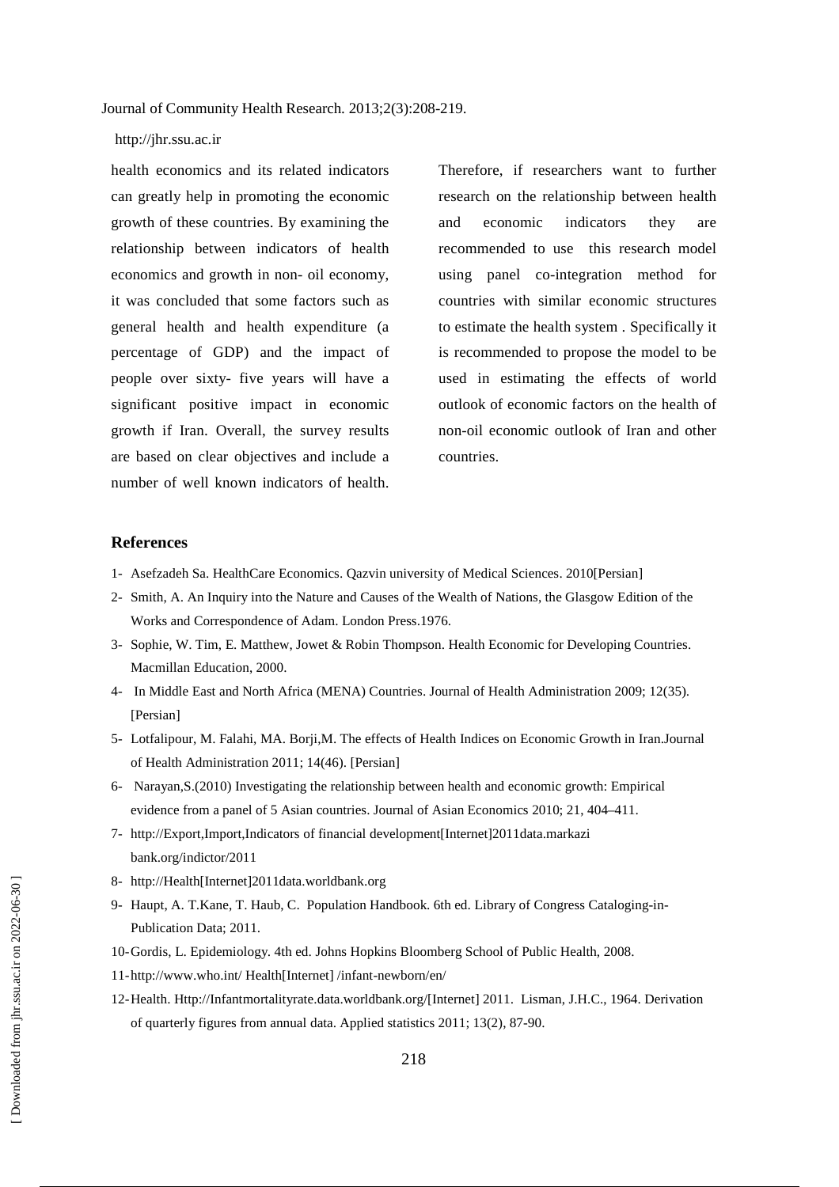health economics and its related indicators can greatly help in promoting the economic growth of these countries. By examining the relationship between indicators of health economics and growth in non- oil economy, it was concluded that some factors such as general health and health expenditure (a percentage of GDP) and the impact of people over sixty- five years will have a significant positive impact in economic growth if Iran. Overall, the survey results are based on clear objectives and include a number of well known indicators of health. Therefore, if researchers want to further research on the relationship between health and economic indicators they are recommended to use this research model using panel co-integration method for countries with similar economic structures to estimate the health system . Specifically it is recommended to propose the model to be used in estimating the effects of world outlook of economic factors on the health of non-oil economic outlook of Iran and other countries.

### References

1- Asefzadeh Sa. HealthCare Economics. Qazvin university of Medical Sciences. 2010[Persian]

2- Smith, A. An Inquiry into the Nature and Causes of the Wealth of Nations, the Glasgow Edition of the Works and Correspondence of Adam. London Press.1976.

3- Sophie, W. Tim, E. Matthew, Jowet & Robin Thompson. Health Economic for Developing Countries. Macmillan Education, 2000.

4- In Middle East and North Africa (MENA) Countries. Journal of Health Administration 2009; 12(35). [Persian]

5- Lotfalipour, M. Falahi, MA. Borji,M. The effects of Health Indices on Economic Growth in Iran.Journal of Health Administration 2011; 14(46). [Persian]

6- Narayan,S.(2010) Investigating the relationship between health and economic growth: Empirical evidence from a panel of 5 Asian countries. Journal of Asian Economics 2010; 21, 404–411.

7- http://Export,Import,Indicators of financial development[Internet]2011data.markazi bank.org/indictor/2011

8- http://Health[Internet]2011data.worldbank.org

9- Haupt, A. T.Kane, T. Haub, C. Population Handbook. 6th ed. Library of Congress Cataloging-in-Publication Data; 2011.

10- Gordis, L. Epidemiology. 4th ed. Johns Hopkins Bloomberg School of Public Health, 2008.

11- http://www.who.int/ Health[Internet] /infant-newborn/en/

12- Health. Http://Infantmortalityrate.data.worldbank.org/[Internet] 2011. Lisman, J.H.C., 1964. Derivation of quarterly figures from annual data. Applied statistics 2011; 13(2), 87-90.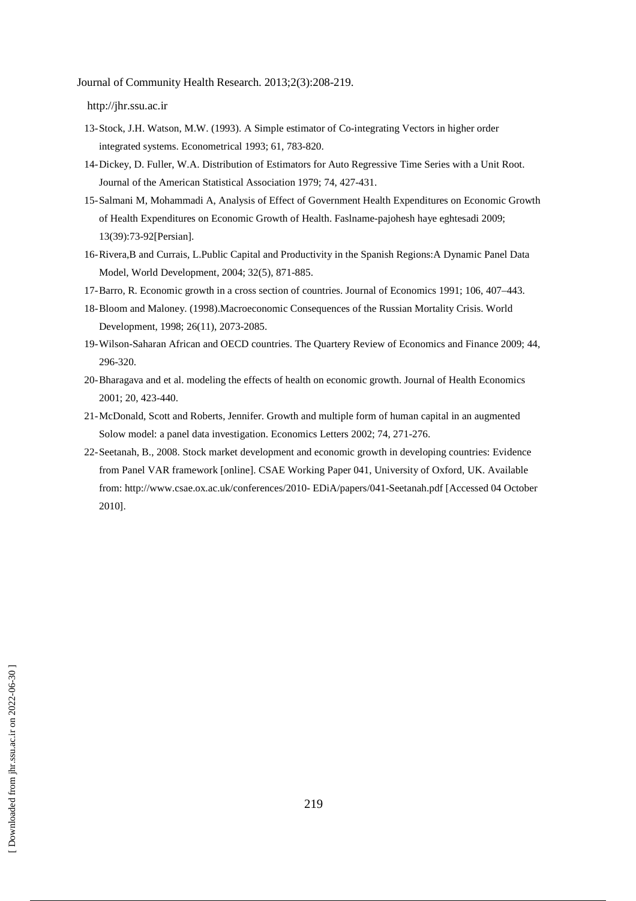13- Stock, J.H. Watson, M.W. (1993). A Simple estimator of Co-integrating Vectors in higher order integrated systems. Econometrical 1993; 61, 783-820.

14- Dickey, D. Fuller, W.A. Distribution of Estimators for Auto Regressive Time Series with a Unit Root. Journal of the American Statistical Association 1979; 74, 427-431.

15- Salmani M, Mohammadi A, Analysis of Effect of Government Health Expenditures on Economic Growth of Health Expenditures on Economic Growth of Health. Faslname-pajohesh haye eghtesadi 2009; 13(39):73-92[Persian].

16- Rivera,B and Currais, L.Public Capital and Productivity in the Spanish Regions:A Dynamic Panel Data Model, World Development, 2004; 32(5), 871-885.

17- Barro, R. Economic growth in a cross section of countries. Journal of Economics 1991; 106, 407–443.

18- Bloom and Maloney. (1998).Macroeconomic Consequences of the Russian Mortality Crisis. World Development, 1998; 26(11), 2073-2085.

19- Wilson-Saharan African and OECD countries. The Quartery Review of Economics and Finance 2009; 44, 296-320.

20- Bharagava and et al. modeling the effects of health on economic growth. Journal of Health Economics 2001; 20, 423-440.

21- McDonald, Scott and Roberts, Jennifer. Growth and multiple form of human capital in an augmented Solow model: a panel data investigation. Economics Letters 2002; 74, 271-276.

22- Seetanah, B., 2008. Stock market development and economic growth in developing countries: Evidence from Panel VAR framework [online]. CSAE Working Paper 041, University of Oxford, UK. Available from: http://www.csae.ox.ac.uk/conferences/2010- EDiA/papers/041-Seetanah.pdf [Accessed 04 October 2010].